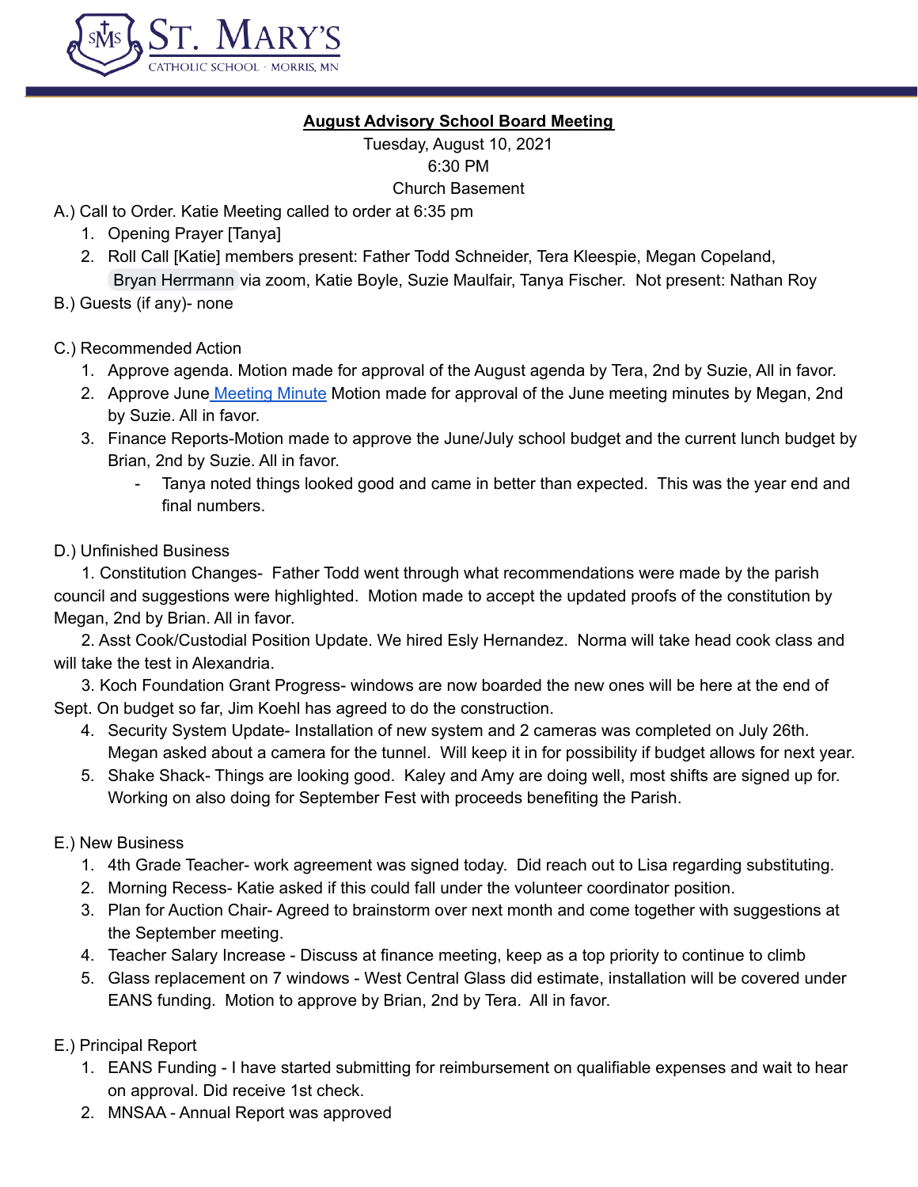St. Mary's Catholic School - Morris, MN

## August Advisory School Board Meeting

Tuesday, August 10, 2021
6:30 PM
Church Basement

A.) Call to Order. Katie Meeting called to order at 6:35 pm

1. Opening Prayer [Tanya]
2. Roll Call [Katie] members present: Father Todd Schneider, Tera Kleespie, Megan Copeland, Bryan Herrmann via zoom, Katie Boyle, Suzie Maulfair, Tanya Fischer. Not present: Nathan Roy

B.) Guests (if any)- none

C.) Recommended Action

1. Approve agenda. Motion made for approval of the August agenda by Tera, 2nd by Suzie, All in favor.
2. Approve June Meeting Minute Motion made for approval of the June meeting minutes by Megan, 2nd by Suzie. All in favor.
3. Finance Reports-Motion made to approve the June/July school budget and the current lunch budget by Brian, 2nd by Suzie. All in favor.
   - Tanya noted things looked good and came in better than expected. This was the year end and final numbers.

D.) Unfinished Business

1. Constitution Changes- Father Todd went through what recommendations were made by the parish council and suggestions were highlighted. Motion made to accept the updated proofs of the constitution by Megan, 2nd by Brian. All in favor.
2. Asst Cook/Custodial Position Update. We hired Esly Hernandez. Norma will take head cook class and will take the test in Alexandria.
3. Koch Foundation Grant Progress- windows are now boarded the new ones will be here at the end of Sept. On budget so far, Jim Koehl has agreed to do the construction.
4. Security System Update- Installation of new system and 2 cameras was completed on July 26th. Megan asked about a camera for the tunnel. Will keep it in for possibility if budget allows for next year.
5. Shake Shack- Things are looking good. Kaley and Amy are doing well, most shifts are signed up for. Working on also doing for September Fest with proceeds benefiting the Parish.

E.) New Business

1. 4th Grade Teacher- work agreement was signed today. Did reach out to Lisa regarding substituting.
2. Morning Recess- Katie asked if this could fall under the volunteer coordinator position.
3. Plan for Auction Chair- Agreed to brainstorm over next month and come together with suggestions at the September meeting.
4. Teacher Salary Increase - Discuss at finance meeting, keep as a top priority to continue to climb
5. Glass replacement on 7 windows - West Central Glass did estimate, installation will be covered under EANS funding. Motion to approve by Brian, 2nd by Tera. All in favor.

E.) Principal Report

1. EANS Funding - I have started submitting for reimbursement on qualifiable expenses and wait to hear on approval. Did receive 1st check.
2. MNSAA - Annual Report was approved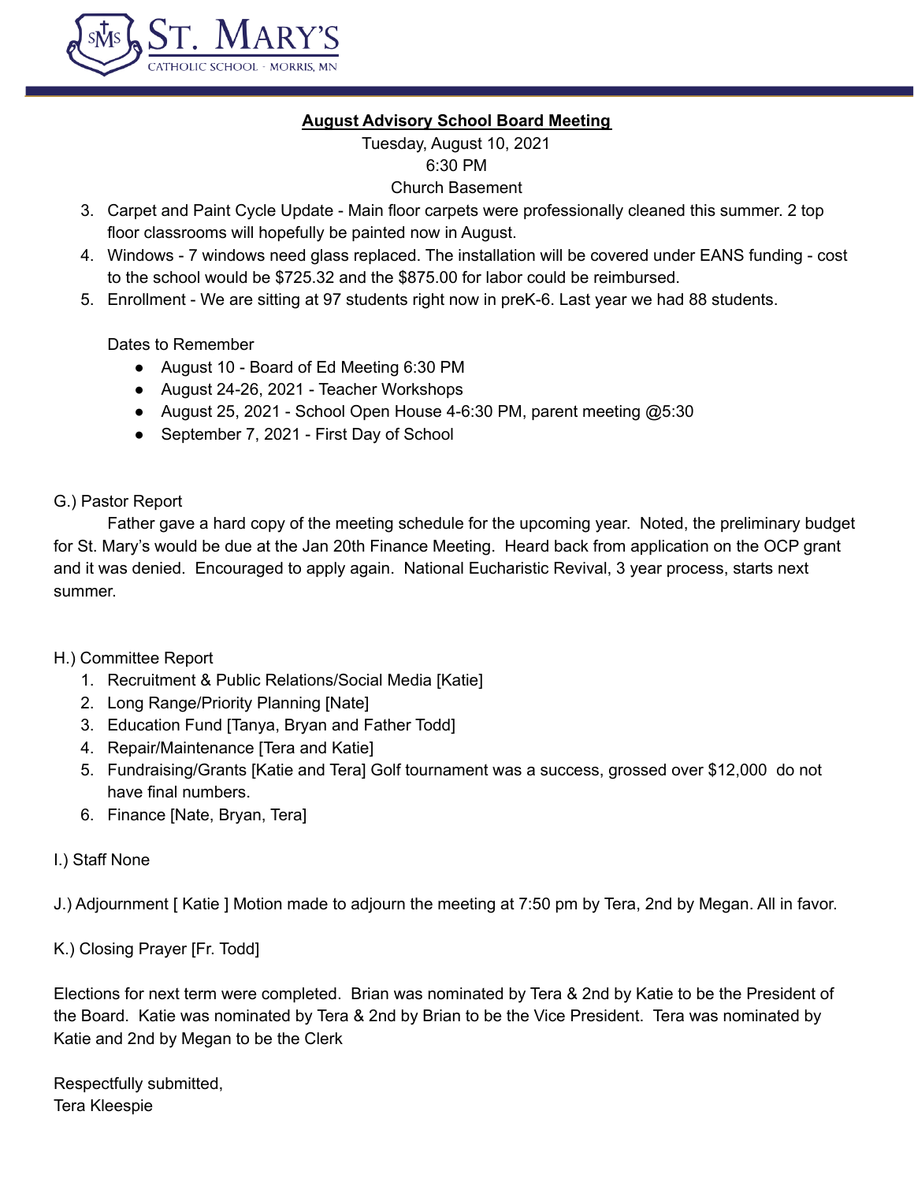**August Advisory School Board Meeting**

Tuesday, August 10, 2021

6:30 PM

Church Basement

3. Carpet and Paint Cycle Update - Main floor carpets were professionally cleaned this summer. 2 top floor classrooms will hopefully be painted now in August.
4. Windows - 7 windows need glass replaced. The installation will be covered under EANS funding - cost to the school would be $725.32 and the $875.00 for labor could be reimbursed.
5. Enrollment - We are sitting at 97 students right now in preK-6. Last year we had 88 students.

   Dates to Remember

   - August 10 - Board of Ed Meeting 6:30 PM
   - August 24-26, 2021 - Teacher Workshops
   - August 25, 2021 - School Open House 4-6:30 PM, parent meeting @5:30
   - September 7, 2021 - First Day of School

G.) Pastor Report

Father gave a hard copy of the meeting schedule for the upcoming year. Noted, the preliminary budget for St. Mary's would be due at the Jan 20th Finance Meeting. Heard back from application on the OCP grant and it was denied. Encouraged to apply again. National Eucharistic Revival, 3 year process, starts next summer.

H.) Committee Report

1. Recruitment & Public Relations/Social Media [Katie]
2. Long Range/Priority Planning [Nate]
3. Education Fund [Tanya, Bryan and Father Todd]
4. Repair/Maintenance [Tera and Katie]
5. Fundraising/Grants [Katie and Tera] Golf tournament was a success, grossed over $12,000 do not have final numbers.
6. Finance [Nate, Bryan, Tera]

I.) Staff None

J.) Adjournment [ Katie ] Motion made to adjourn the meeting at 7:50 pm by Tera, 2nd by Megan. All in favor.

K.) Closing Prayer [Fr. Todd]

Elections for next term were completed. Brian was nominated by Tera & 2nd by Katie to be the President of the Board. Katie was nominated by Tera & 2nd by Brian to be the Vice President. Tera was nominated by Katie and 2nd by Megan to be the Clerk

Respectfully submitted,
Tera Kleespie